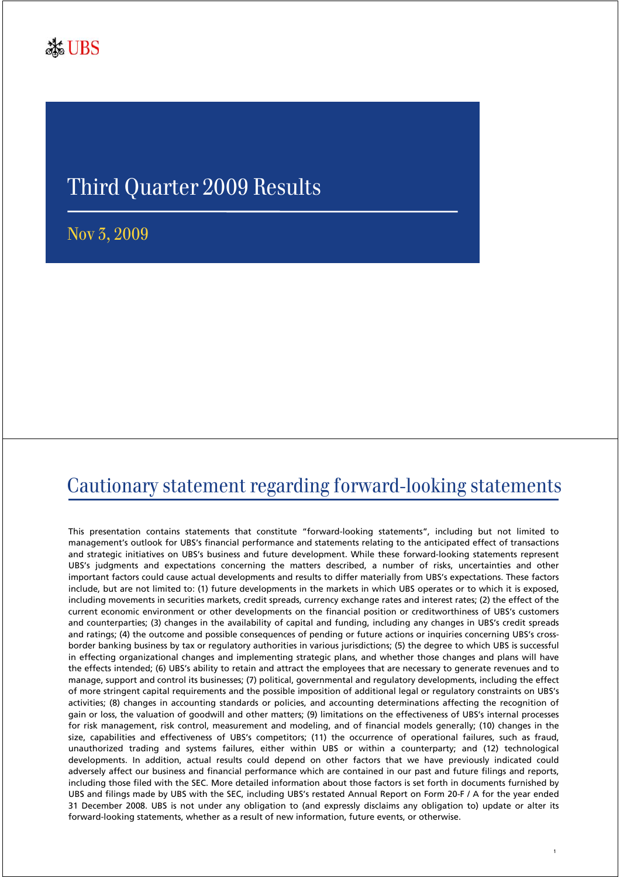UBS

# Third Quarter 2009 Results

Nov 3, 2009

# Cautionary statement regarding forward-looking statements

This presentation contains statements that constitute "forward-looking statements", including but not limited to management's outlook for UBS's financial performance and statements relating to the anticipated effect of transactions and strategic initiatives on UBS's business and future development. While these forward-looking statements represent UBS's judgments and expectations concerning the matters described, a number of risks, uncertainties and other important factors could cause actual developments and results to differ materially from UBS's expectations. These factors include, but are not limited to: (1) future developments in the markets in which UBS operates or to which it is exposed, including movements in securities markets, credit spreads, currency exchange rates and interest rates; (2) the effect of the current economic environment or other developments on the financial position or creditworthiness of UBS's customers and counterparties; (3) changes in the availability of capital and funding, including any changes in UBS's credit spreads and ratings; (4) the outcome and possible consequences of pending or future actions or inquiries concerning UBS's cross-border banking business by tax or regulatory authorities in various jurisdictions; (5) the degree to which UBS is successful in effecting organizational changes and implementing strategic plans, and whether those changes and plans will have the effects intended; (6) UBS's ability to retain and attract the employees that are necessary to generate revenues and to manage, support and control its businesses; (7) political, governmental and regulatory developments, including the effect of more stringent capital requirements and the possible imposition of additional legal or regulatory constraints on UBS's activities; (8) changes in accounting standards or policies, and accounting determinations affecting the recognition of gain or loss, the valuation of goodwill and other matters; (9) limitations on the effectiveness of UBS's internal processes for risk management, risk control, measurement and modeling, and of financial models generally; (10) changes in the size, capabilities and effectiveness of UBS's competitors; (11) the occurrence of operational failures, such as fraud, unauthorized trading and systems failures, either within UBS or within a counterparty; and (12) technological developments. In addition, actual results could depend on other factors that we have previously indicated could adversely affect our business and financial performance which are contained in our past and future filings and reports, including those filed with the SEC. More detailed information about those factors is set forth in documents furnished by UBS and filings made by UBS with the SEC, including UBS's restated Annual Report on Form 20-F / A for the year ended 31 December 2008. UBS is not under any obligation to (and expressly disclaims any obligation to) update or alter its forward-looking statements, whether as a result of new information, future events, or otherwise.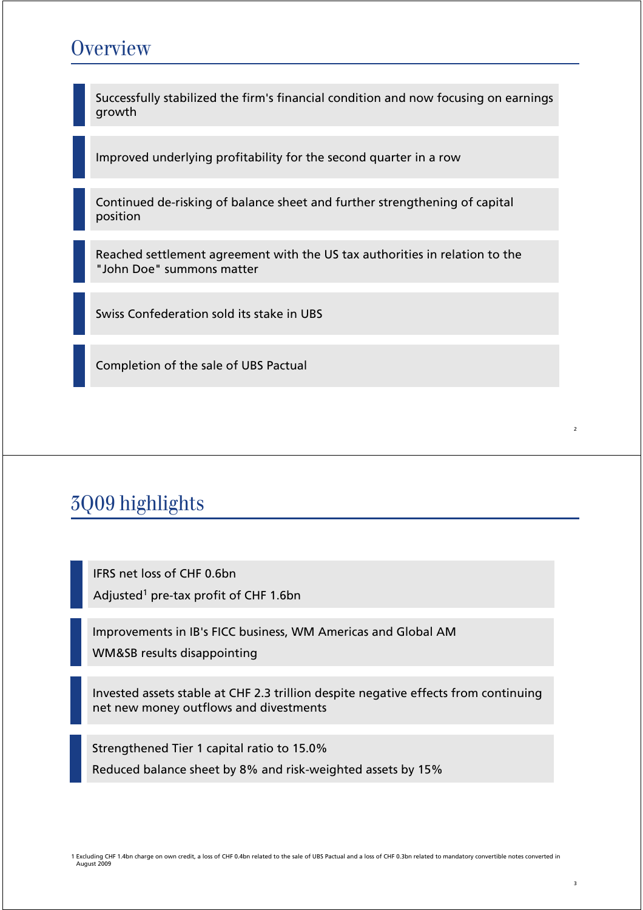# Overview

- Successfully stabilized the firm's financial condition and now focusing on earnings growth
- Improved underlying profitability for the second quarter in a row
- Continued de-risking of balance sheet and further strengthening of capital position
- Reached settlement agreement with the US tax authorities in relation to the "John Doe" summons matter
- Swiss Confederation sold its stake in UBS
- Completion of the sale of UBS Pactual

# 3Q09 highlights

- IFRS net loss of CHF 0.6bn
  Adjusted[1] pre-tax profit of CHF 1.6bn
- Improvements in IB's FICC business, WM Americas and Global AM
  WM&SB results disappointing
- Invested assets stable at CHF 2.3 trillion despite negative effects from continuing net new money outflows and divestments
- Strengthened Tier 1 capital ratio to 15.0%
  Reduced balance sheet by 8% and risk-weighted assets by 15%

1 Excluding CHF 1.4bn charge on own credit, a loss of CHF 0.4bn related to the sale of UBS Pactual and a loss of CHF 0.3bn related to mandatory convertible notes converted in August 2009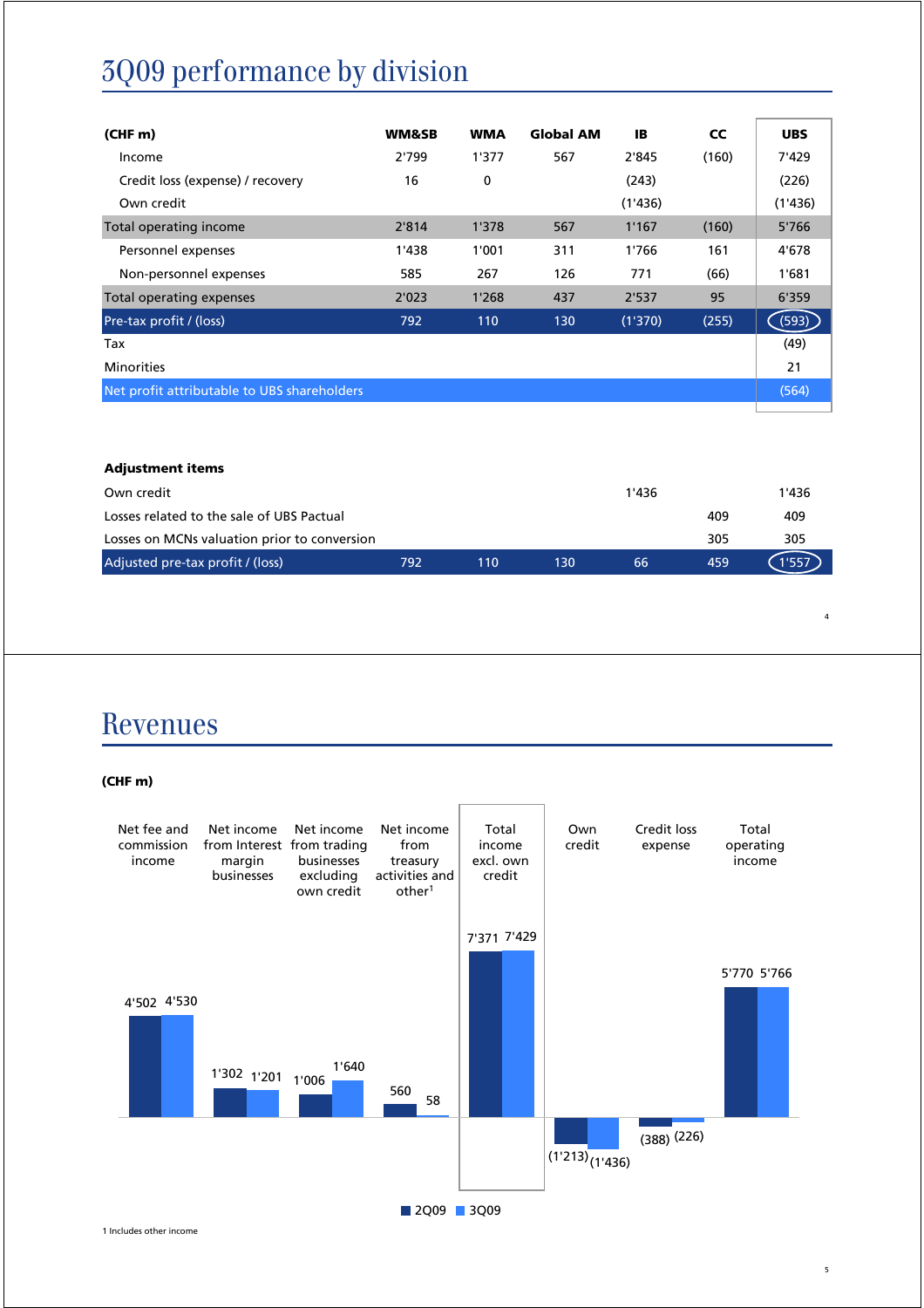# 3Q09 performance by division

| (CHF m) | WM&SB | WMA | Global AM | IB | CC | UBS |
|---|---|---|---|---|---|---|
| Income | 2'799 | 1'377 | 567 | 2'845 | (160) | 7'429 |
| Credit loss (expense) / recovery | 16 | 0 | | (243) | | (226) |
| Own credit | | | | (1'436) | | (1'436) |
| Total operating income | 2'814 | 1'378 | 567 | 1'167 | (160) | 5'766 |
| Personnel expenses | 1'438 | 1'001 | 311 | 1'766 | 161 | 4'678 |
| Non-personnel expenses | 585 | 267 | 126 | 771 | (66) | 1'681 |
| Total operating expenses | 2'023 | 1'268 | 437 | 2'537 | 95 | 6'359 |
| Pre-tax profit / (loss) | 792 | 110 | 130 | (1'370) | (255) | (593) |
| Tax | | | | | | (49) |
| Minorities | | | | | | 21 |
| Net profit attributable to UBS shareholders | | | | | | (564) |

**Adjustment items**

| | WM&SB | WMA | Global AM | IB | CC | UBS |
|---|---|---|---|---|---|---|
| Own credit | | | | 1'436 | | 1'436 |
| Losses related to the sale of UBS Pactual | | | | | 409 | 409 |
| Losses on MCNs valuation prior to conversion | | | | | 305 | 305 |
| Adjusted pre-tax profit / (loss) | 792 | 110 | 130 | 66 | 459 | 1'557 |

# Revenues

**(CHF m)**

| | 2Q09 | 3Q09 |
|---|---|---|
| Net fee and commission income | 4'502 | 4'530 |
| Net income from Interest margin businesses | 1'302 | 1'201 |
| Net income from trading businesses excluding own credit | 1'006 | 1'640 |
| Net income from treasury activities and other[1] | 560 | 58 |
| Total income excl. own credit | 7'371 | 7'429 |
| Own credit | (1'213) | (1'436) |
| Credit loss expense | (388) | (226) |
| Total operating income | 5'770 | 5'766 |

1 Includes other income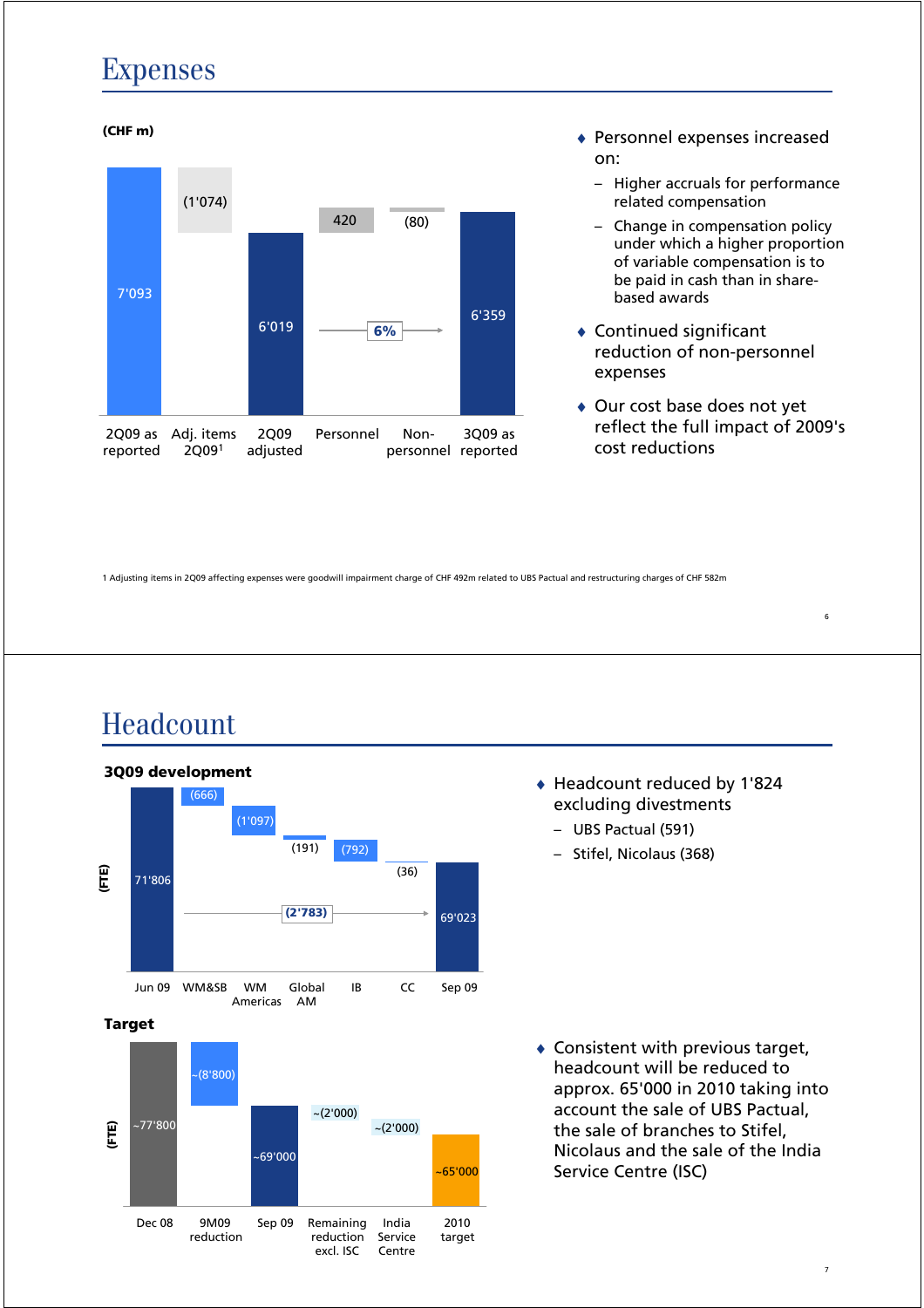# Expenses

(CHF m)

| 2Q09 as reported | Adj. items 2Q09[1] | 2Q09 adjusted | Personnel | Non-personnel | 3Q09 as reported |
|---|---|---|---|---|---|
| 7'093 | (1'074) | 6'019 | 420 | (80) | 6'359 |

6%

- Personnel expenses increased on:
  - Higher accruals for performance related compensation
  - Change in compensation policy under which a higher proportion of variable compensation is to be paid in cash than in share-based awards
- Continued significant reduction of non-personnel expenses
- Our cost base does not yet reflect the full impact of 2009's cost reductions

1 Adjusting items in 2Q09 affecting expenses were goodwill impairment charge of CHF 492m related to UBS Pactual and restructuring charges of CHF 582m

# Headcount

**3Q09 development**

(FTE)

| Jun 09 | WM&SB | WM Americas | Global AM | IB | CC | Sep 09 |
|---|---|---|---|---|---|---|
| 71'806 | (666) | (1'097) | (191) | (792) | (36) | 69'023 |

(2'783)

- Headcount reduced by 1'824 excluding divestments
  - UBS Pactual (591)
  - Stifel, Nicolaus (368)

**Target**

(FTE)

| Dec 08 | 9M09 reduction | Sep 09 | Remaining reduction excl. ISC | India Service Centre | 2010 target |
|---|---|---|---|---|---|
| ~77'800 | ~(8'800) | ~69'000 | ~(2'000) | ~(2'000) | ~65'000 |

- Consistent with previous target, headcount will be reduced to approx. 65'000 in 2010 taking into account the sale of UBS Pactual, the sale of branches to Stifel, Nicolaus and the sale of the India Service Centre (ISC)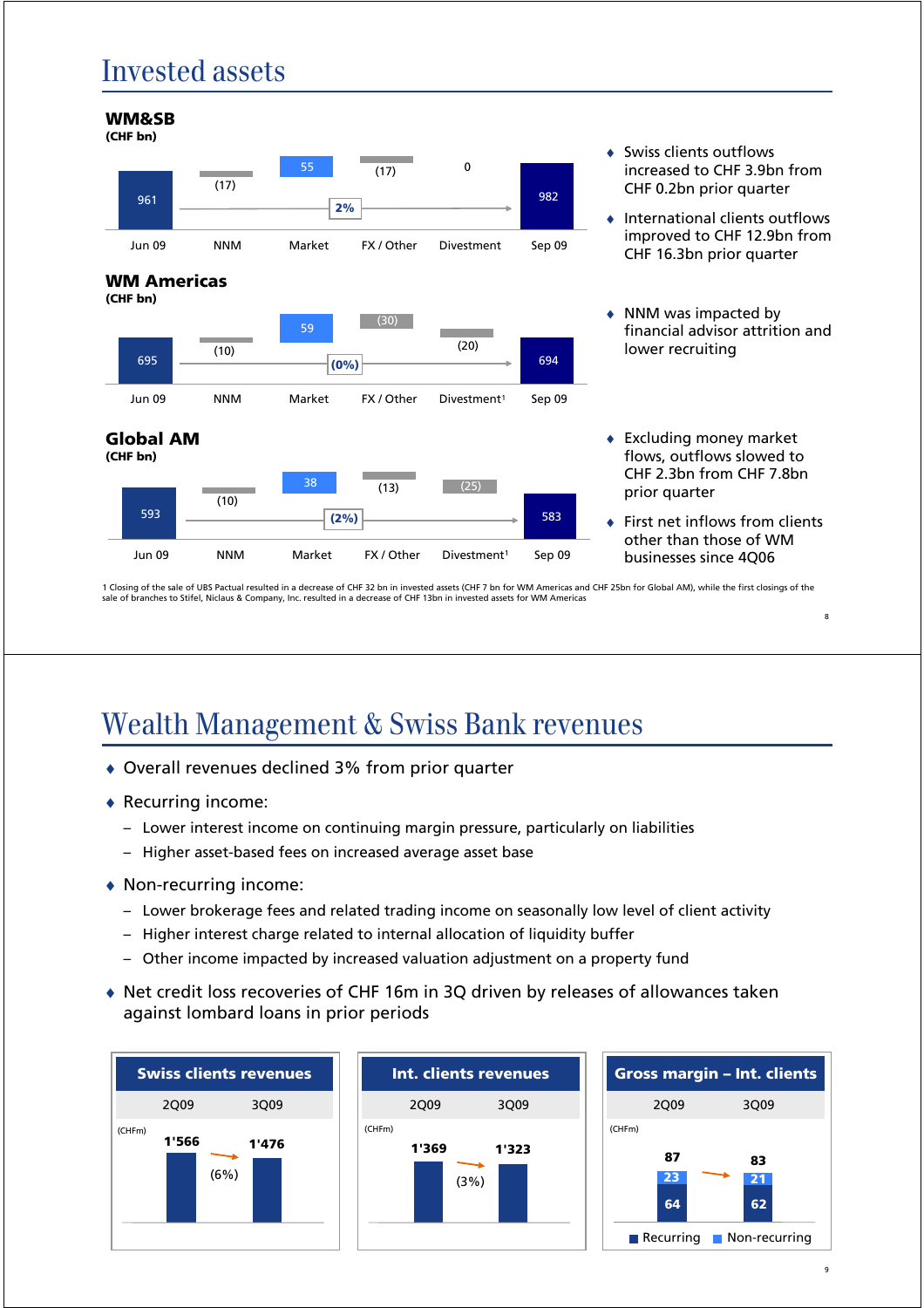# Invested assets

### WM&SB
**(CHF bn)**

| Jun 09 | NNM | Market | FX / Other | Divestment | Sep 09 |
|---|---|---|---|---|---|
| 961 | (17) | 55 | (17) | 0 | 982 |

Change: 2%

- Swiss clients outflows increased to CHF 3.9bn from CHF 0.2bn prior quarter
- International clients outflows improved to CHF 12.9bn from CHF 16.3bn prior quarter

### WM Americas
**(CHF bn)**

| Jun 09 | NNM | Market | FX / Other | Divestment[1] | Sep 09 |
|---|---|---|---|---|---|
| 695 | (10) | 59 | (30) | (20) | 694 |

Change: (0%)

- NNM was impacted by financial advisor attrition and lower recruiting

### Global AM
**(CHF bn)**

| Jun 09 | NNM | Market | FX / Other | Divestment[1] | Sep 09 |
|---|---|---|---|---|---|
| 593 | (10) | 38 | (13) | (25) | 583 |

Change: (2%)

- Excluding money market flows, outflows slowed to CHF 2.3bn from CHF 7.8bn prior quarter
- First net inflows from clients other than those of WM businesses since 4Q06

1 Closing of the sale of UBS Pactual resulted in a decrease of CHF 32 bn in invested assets (CHF 7 bn for WM Americas and CHF 25bn for Global AM), while the first closings of the sale of branches to Stifel, Niclaus & Company, Inc. resulted in a decrease of CHF 13bn in invested assets for WM Americas

# Wealth Management & Swiss Bank revenues

- Overall revenues declined 3% from prior quarter
- Recurring income:
  - Lower interest income on continuing margin pressure, particularly on liabilities
  - Higher asset-based fees on increased average asset base
- Non-recurring income:
  - Lower brokerage fees and related trading income on seasonally low level of client activity
  - Higher interest charge related to internal allocation of liquidity buffer
  - Other income impacted by increased valuation adjustment on a property fund
- Net credit loss recoveries of CHF 16m in 3Q driven by releases of allowances taken against lombard loans in prior periods

**Swiss clients revenues** (CHFm)

| 2Q09 | 3Q09 |
|---|---|
| 1'566 | 1'476 |

Change: (6%)

**Int. clients revenues** (CHFm)

| 2Q09 | 3Q09 |
|---|---|
| 1'369 | 1'323 |

Change: (3%)

**Gross margin – Int. clients**

| | 2Q09 | 3Q09 |
|---|---|---|
| Recurring | 64 | 62 |
| Non-recurring | 23 | 21 |
| Total | 87 | 83 |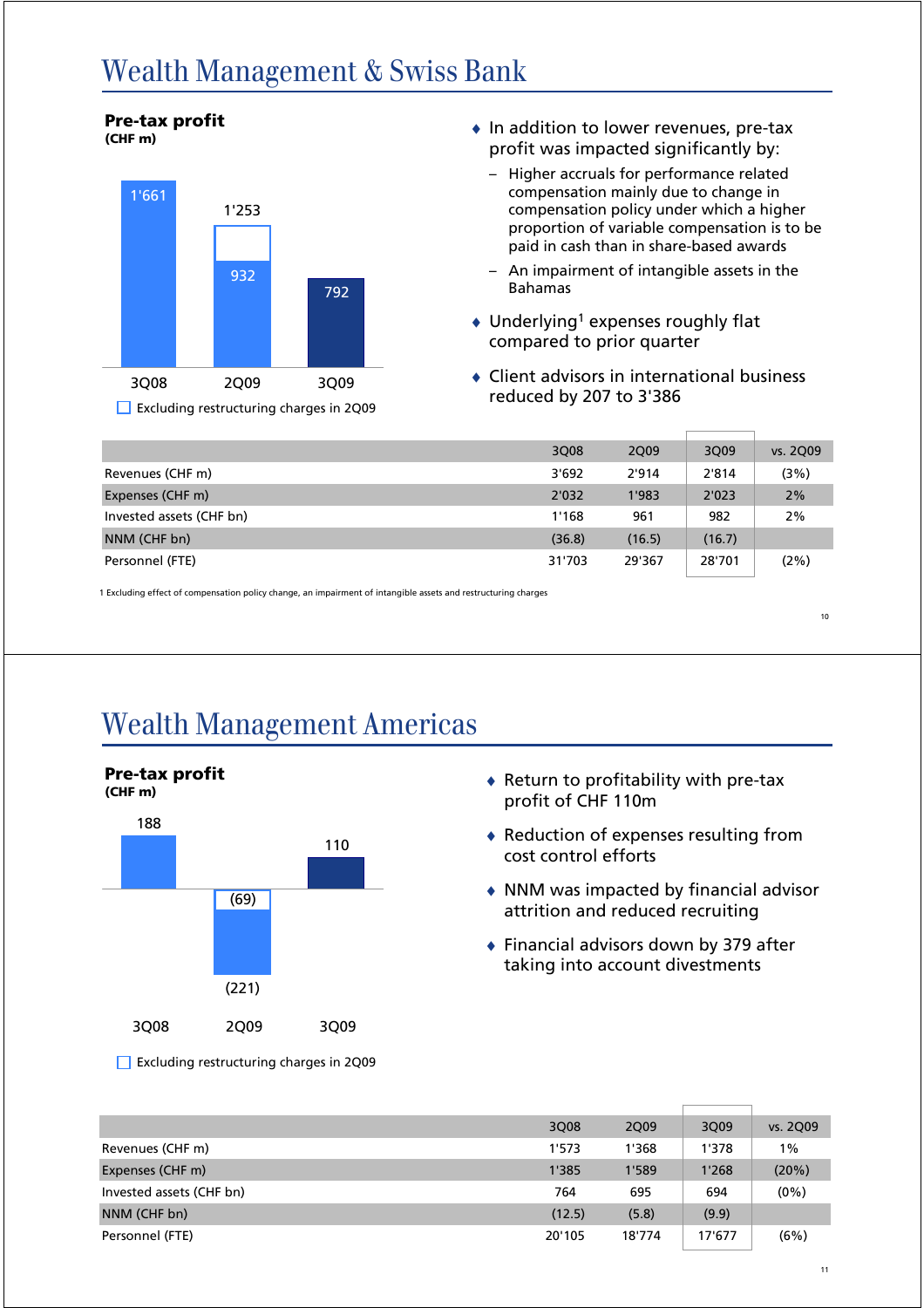# Wealth Management & Swiss Bank

**Pre-tax profit**
**(CHF m)**

| 3Q08 | 2Q09 | 3Q09 |
|---|---|---|
| 1'661 | 1'253 (932) | 792 |

Excluding restructuring charges in 2Q09

- In addition to lower revenues, pre-tax profit was impacted significantly by:
  - Higher accruals for performance related compensation mainly due to change in compensation policy under which a higher proportion of variable compensation is to be paid in cash than in share-based awards
  - An impairment of intangible assets in the Bahamas
- Underlying[1] expenses roughly flat compared to prior quarter
- Client advisors in international business reduced by 207 to 3'386

| | 3Q08 | 2Q09 | 3Q09 | vs. 2Q09 |
|---|---|---|---|---|
| Revenues (CHF m) | 3'692 | 2'914 | 2'814 | (3%) |
| Expenses (CHF m) | 2'032 | 1'983 | 2'023 | 2% |
| Invested assets (CHF bn) | 1'168 | 961 | 982 | 2% |
| NNM (CHF bn) | (36.8) | (16.5) | (16.7) | |
| Personnel (FTE) | 31'703 | 29'367 | 28'701 | (2%) |

1 Excluding effect of compensation policy change, an impairment of intangible assets and restructuring charges

# Wealth Management Americas

**Pre-tax profit**
**(CHF m)**

| 3Q08 | 2Q09 | 3Q09 |
|---|---|---|
| 188 | (221) ((69)) | 110 |

Excluding restructuring charges in 2Q09

- Return to profitability with pre-tax profit of CHF 110m
- Reduction of expenses resulting from cost control efforts
- NNM was impacted by financial advisor attrition and reduced recruiting
- Financial advisors down by 379 after taking into account divestments

| | 3Q08 | 2Q09 | 3Q09 | vs. 2Q09 |
|---|---|---|---|---|
| Revenues (CHF m) | 1'573 | 1'368 | 1'378 | 1% |
| Expenses (CHF m) | 1'385 | 1'589 | 1'268 | (20%) |
| Invested assets (CHF bn) | 764 | 695 | 694 | (0%) |
| NNM (CHF bn) | (12.5) | (5.8) | (9.9) | |
| Personnel (FTE) | 20'105 | 18'774 | 17'677 | (6%) |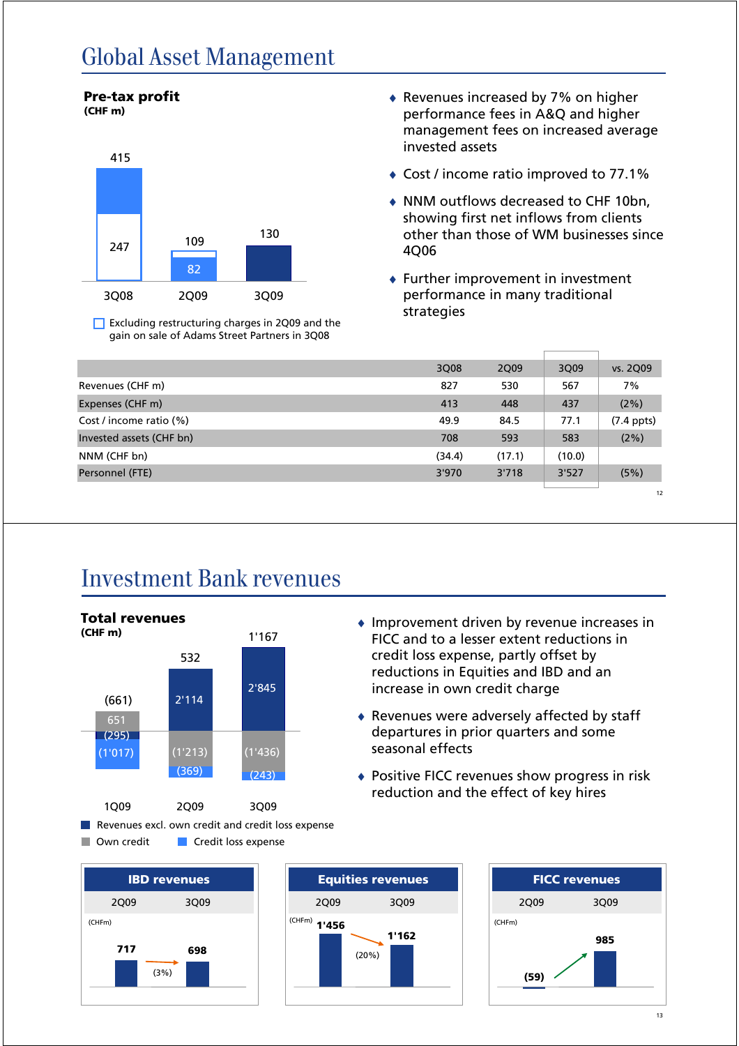# Global Asset Management

**Pre-tax profit**
**(CHF m)**

| | 3Q08 | 2Q09 | 3Q09 |
|---|---|---|---|
| Pre-tax profit | 415 | 109 | 130 |
| Excluding restructuring charges in 2Q09 and the gain on sale of Adams Street Partners in 3Q08 | 247 | 82 | |

- Revenues increased by 7% on higher performance fees in A&Q and higher management fees on increased average invested assets
- Cost / income ratio improved to 77.1%
- NNM outflows decreased to CHF 10bn, showing first net inflows from clients other than those of WM businesses since 4Q06
- Further improvement in investment performance in many traditional strategies

| | 3Q08 | 2Q09 | 3Q09 | vs. 2Q09 |
|---|---|---|---|---|
| Revenues (CHF m) | 827 | 530 | 567 | 7% |
| Expenses (CHF m) | 413 | 448 | 437 | (2%) |
| Cost / income ratio (%) | 49.9 | 84.5 | 77.1 | (7.4 ppts) |
| Invested assets (CHF bn) | 708 | 593 | 583 | (2%) |
| NNM (CHF bn) | (34.4) | (17.1) | (10.0) | |
| Personnel (FTE) | 3'970 | 3'718 | 3'527 | (5%) |

# Investment Bank revenues

**Total revenues**
**(CHF m)**

| | 1Q09 | 2Q09 | 3Q09 |
|---|---|---|---|
| Total revenues | (661) | 532 | 1'167 |
| Revenues excl. own credit and credit loss expense | (295) | 2'114 | 2'845 |
| Own credit | 651 | (1'213) | (1'436) |
| Credit loss expense | (1'017) | (369) | (243) |

- Improvement driven by revenue increases in FICC and to a lesser extent reductions in credit loss expense, partly offset by reductions in Equities and IBD and an increase in own credit charge
- Revenues were adversely affected by staff departures in prior quarters and some seasonal effects
- Positive FICC revenues show progress in risk reduction and the effect of key hires

| (CHF m) | 2Q09 | 3Q09 | Change |
|---|---|---|---|
| IBD revenues | 717 | 698 | (3%) |
| Equities revenues | 1'456 | 1'162 | (20%) |
| FICC revenues | (59) | 985 | |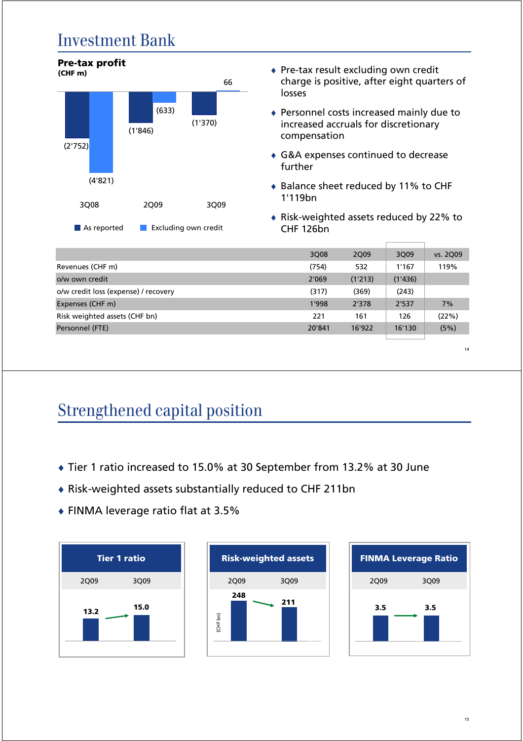# Investment Bank

**Pre-tax profit**
**(CHF m)**

| | 3Q08 | 2Q09 | 3Q09 |
|---|---|---|---|
| As reported | (2'752) | (1'846) | (1'370) |
| Excluding own credit | (4'821) | (633) | 66 |

- Pre-tax result excluding own credit charge is positive, after eight quarters of losses
- Personnel costs increased mainly due to increased accruals for discretionary compensation
- G&A expenses continued to decrease further
- Balance sheet reduced by 11% to CHF 1'119bn
- Risk-weighted assets reduced by 22% to CHF 126bn

| | 3Q08 | 2Q09 | 3Q09 | vs. 2Q09 |
|---|---|---|---|---|
| Revenues (CHF m) | (754) | 532 | 1'167 | 119% |
| o/w own credit | 2'069 | (1'213) | (1'436) | |
| o/w credit loss (expense) / recovery | (317) | (369) | (243) | |
| Expenses (CHF m) | 1'998 | 2'378 | 2'537 | 7% |
| Risk weighted assets (CHF bn) | 221 | 161 | 126 | (22%) |
| Personnel (FTE) | 20'841 | 16'922 | 16'130 | (5%) |

# Strengthened capital position

- Tier 1 ratio increased to 15.0% at 30 September from 13.2% at 30 June
- Risk-weighted assets substantially reduced to CHF 211bn
- FINMA leverage ratio flat at 3.5%

| | 2Q09 | 3Q09 |
|---|---|---|
| Tier 1 ratio | 13.2 | 15.0 |
| Risk-weighted assets (CHF bn) | 248 | 211 |
| FINMA Leverage Ratio | 3.5 | 3.5 |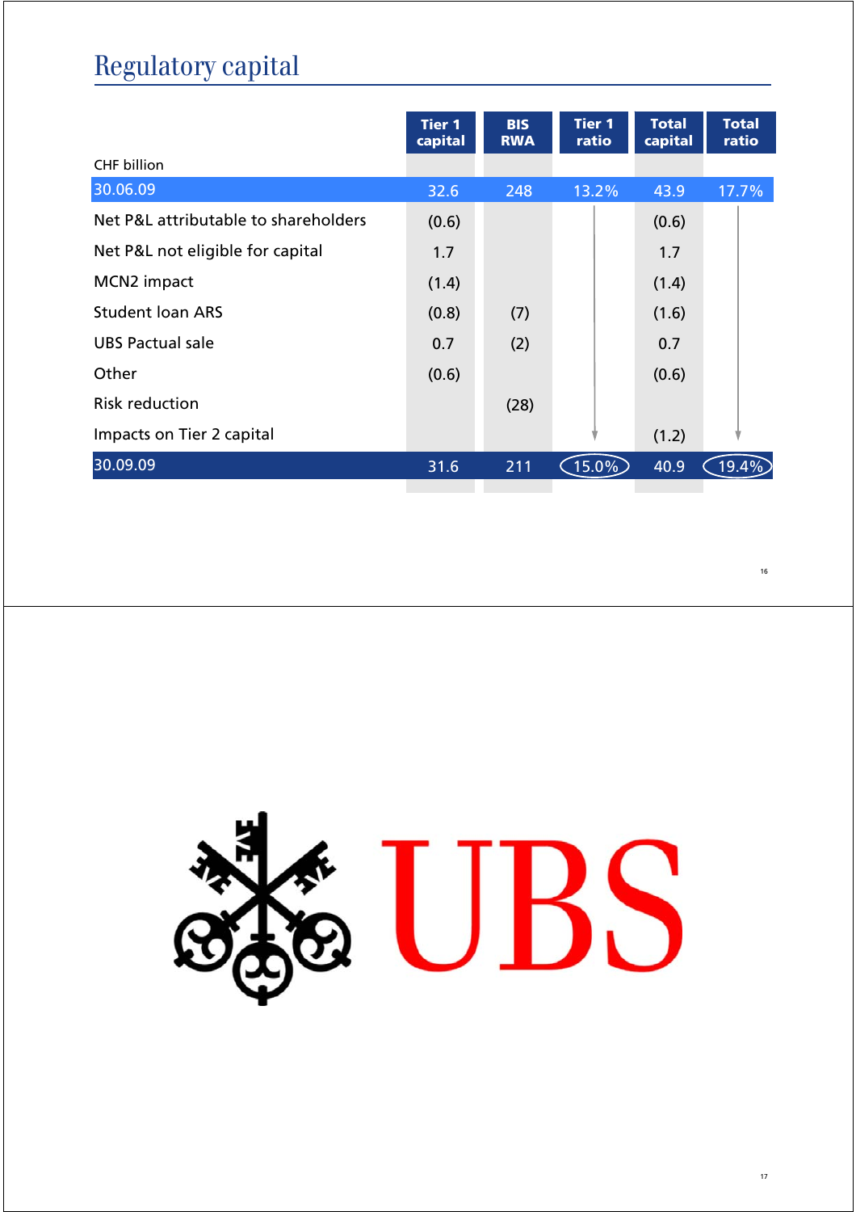# Regulatory capital

| CHF billion | Tier 1 capital | BIS RWA | Tier 1 ratio | Total capital | Total ratio |
|---|---|---|---|---|---|
| 30.06.09 | 32.6 | 248 | 13.2% | 43.9 | 17.7% |
| Net P&L attributable to shareholders | (0.6) | | | (0.6) | |
| Net P&L not eligible for capital | 1.7 | | | 1.7 | |
| MCN2 impact | (1.4) | | | (1.4) | |
| Student loan ARS | (0.8) | (7) | | (1.6) | |
| UBS Pactual sale | 0.7 | (2) | | 0.7 | |
| Other | (0.6) | | | (0.6) | |
| Risk reduction | | (28) | | | |
| Impacts on Tier 2 capital | | | | (1.2) | |
| 30.09.09 | 31.6 | 211 | 15.0% | 40.9 | 19.4% |

UBS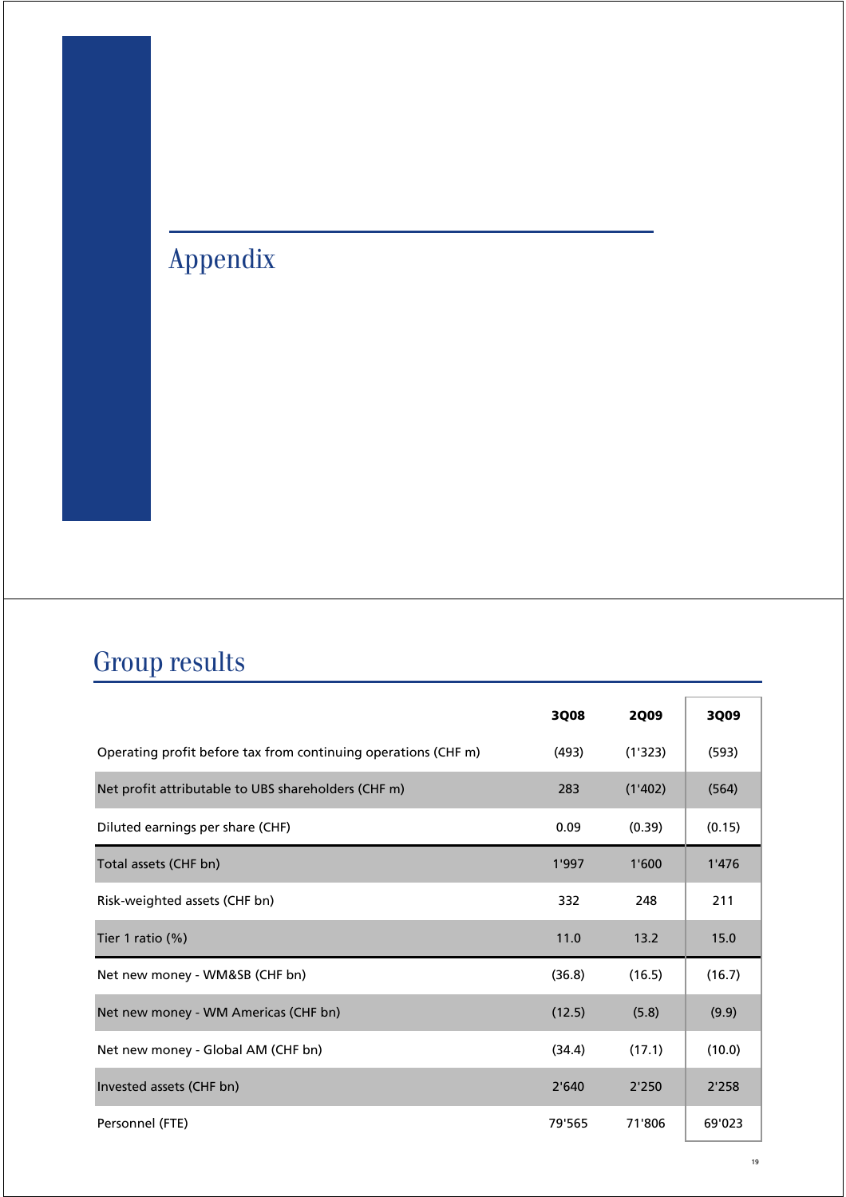# Appendix

## Group results

| | 3Q08 | 2Q09 | 3Q09 |
|---|---|---|---|
| Operating profit before tax from continuing operations (CHF m) | (493) | (1'323) | (593) |
| Net profit attributable to UBS shareholders (CHF m) | 283 | (1'402) | (564) |
| Diluted earnings per share (CHF) | 0.09 | (0.39) | (0.15) |
| Total assets (CHF bn) | 1'997 | 1'600 | 1'476 |
| Risk-weighted assets (CHF bn) | 332 | 248 | 211 |
| Tier 1 ratio (%) | 11.0 | 13.2 | 15.0 |
| Net new money - WM&SB (CHF bn) | (36.8) | (16.5) | (16.7) |
| Net new money - WM Americas (CHF bn) | (12.5) | (5.8) | (9.9) |
| Net new money - Global AM (CHF bn) | (34.4) | (17.1) | (10.0) |
| Invested assets (CHF bn) | 2'640 | 2'250 | 2'258 |
| Personnel (FTE) | 79'565 | 71'806 | 69'023 |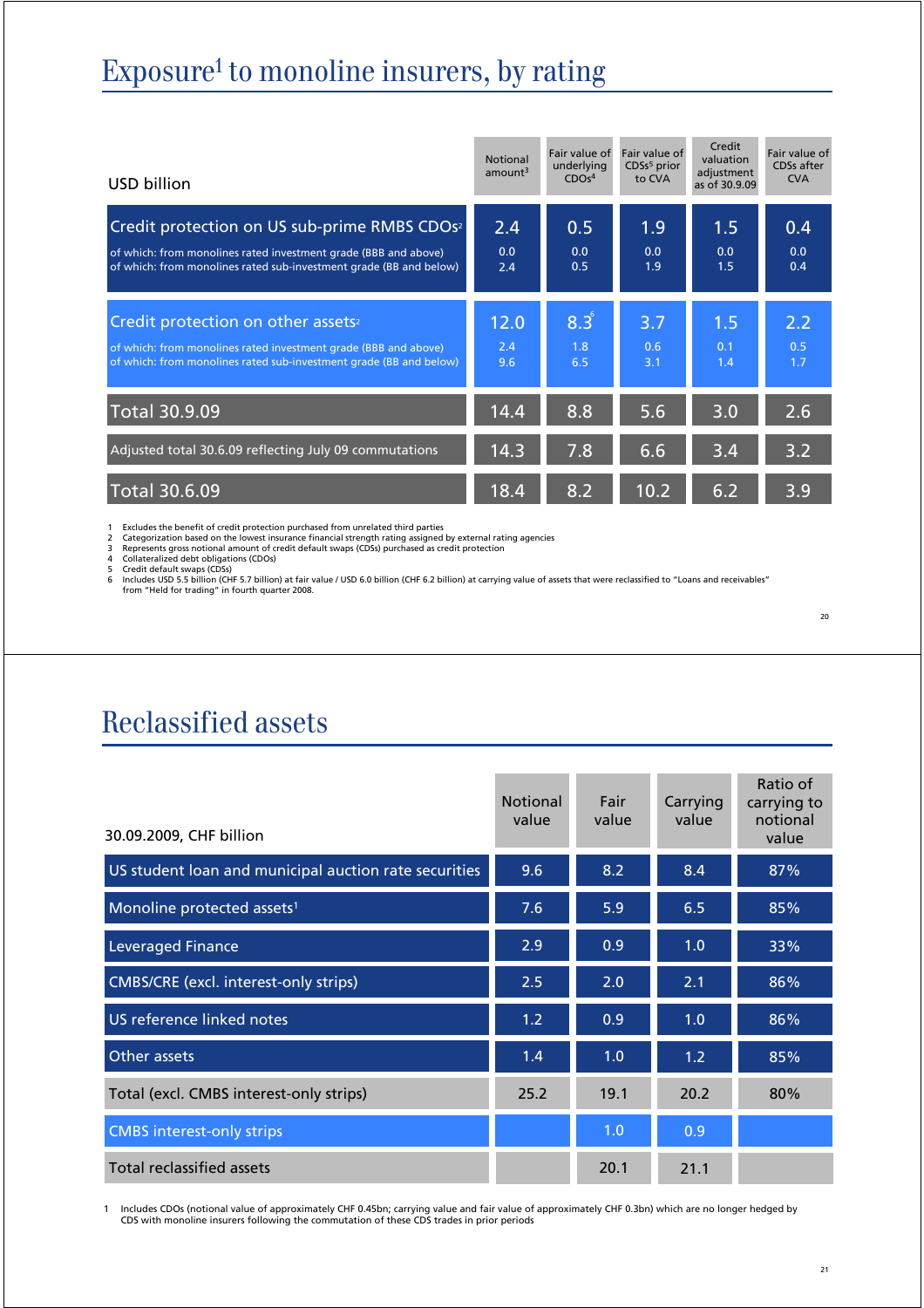# Exposure[1] to monoline insurers, by rating

| USD billion | Notional amount[3] | Fair value of underlying CDOs[4] | Fair value of CDSs[5] prior to CVA | Credit valuation adjustment as of 30.9.09 | Fair value of CDSs after CVA |
|---|---|---|---|---|---|
| Credit protection on US sub-prime RMBS CDOs[2] | 2.4 | 0.5 | 1.9 | 1.5 | 0.4 |
| of which: from monolines rated investment grade (BBB and above) | 0.0 | 0.0 | 0.0 | 0.0 | 0.0 |
| of which: from monolines rated sub-investment grade (BB and below) | 2.4 | 0.5 | 1.9 | 1.5 | 0.4 |
| Credit protection on other assets[2] | 12.0 | 8.3[6] | 3.7 | 1.5 | 2.2 |
| of which: from monolines rated investment grade (BBB and above) | 2.4 | 1.8 | 0.6 | 0.1 | 0.5 |
| of which: from monolines rated sub-investment grade (BB and below) | 9.6 | 6.5 | 3.1 | 1.4 | 1.7 |
| Total 30.9.09 | 14.4 | 8.8 | 5.6 | 3.0 | 2.6 |
| Adjusted total 30.6.09 reflecting July 09 commutations | 14.3 | 7.8 | 6.6 | 3.4 | 3.2 |
| Total 30.6.09 | 18.4 | 8.2 | 10.2 | 6.2 | 3.9 |

1 Excludes the benefit of credit protection purchased from unrelated third parties
2 Categorization based on the lowest insurance financial strength rating assigned by external rating agencies
3 Represents gross notional amount of credit default swaps (CDSs) purchased as credit protection
4 Collateralized debt obligations (CDOs)
5 Credit default swaps (CDSs)
6 Includes USD 5.5 billion (CHF 5.7 billion) at fair value / USD 6.0 billion (CHF 6.2 billion) at carrying value of assets that were reclassified to "Loans and receivables" from "Held for trading" in fourth quarter 2008.

# Reclassified assets

| 30.09.2009, CHF billion | Notional value | Fair value | Carrying value | Ratio of carrying to notional value |
|---|---|---|---|---|
| US student loan and municipal auction rate securities | 9.6 | 8.2 | 8.4 | 87% |
| Monoline protected assets[1] | 7.6 | 5.9 | 6.5 | 85% |
| Leveraged Finance | 2.9 | 0.9 | 1.0 | 33% |
| CMBS/CRE (excl. interest-only strips) | 2.5 | 2.0 | 2.1 | 86% |
| US reference linked notes | 1.2 | 0.9 | 1.0 | 86% |
| Other assets | 1.4 | 1.0 | 1.2 | 85% |
| Total (excl. CMBS interest-only strips) | 25.2 | 19.1 | 20.2 | 80% |
| CMBS interest-only strips | | 1.0 | 0.9 | |
| Total reclassified assets | | 20.1 | 21.1 | |

1 Includes CDOs (notional value of approximately CHF 0.45bn; carrying value and fair value of approximately CHF 0.3bn) which are no longer hedged by CDS with monoline insurers following the commutation of these CDS trades in prior periods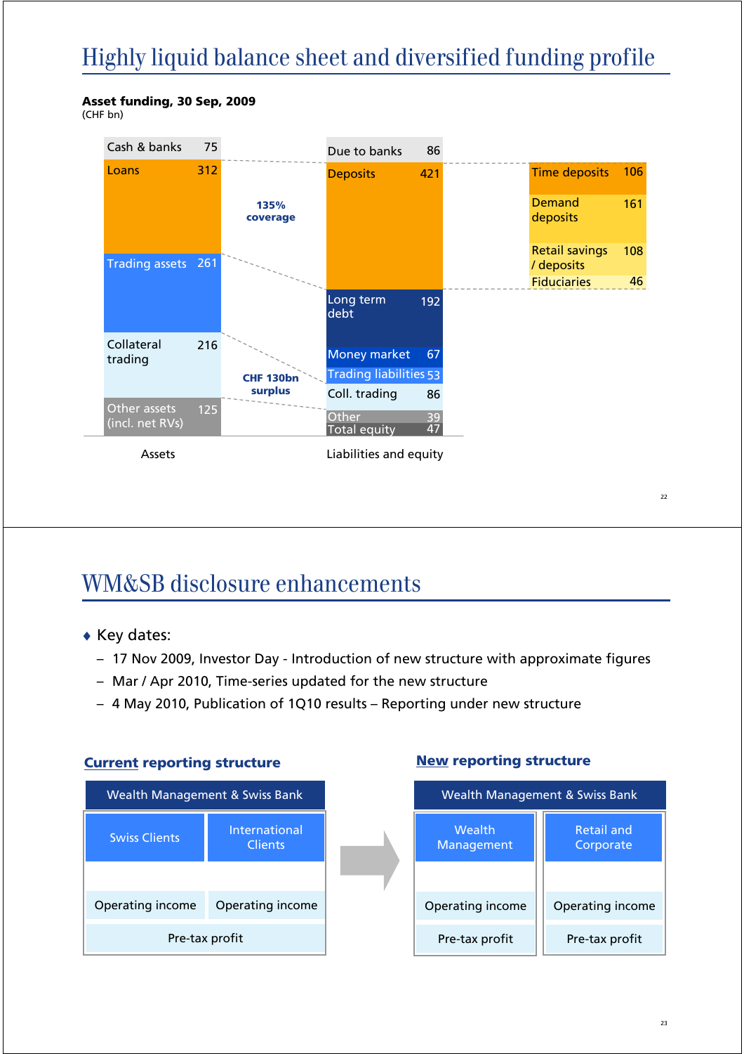# Highly liquid balance sheet and diversified funding profile

**Asset funding, 30 Sep, 2009**
(CHF bn)

Cash & banks 75
Loans 312
Trading assets 261
Collateral trading 216
Other assets (incl. net RVs) 125

135% coverage

CHF 130bn surplus

Due to banks 86
Deposits 421
Long term debt 192
Money market 67
Trading liabilities 53
Coll. trading 86
Other 39
Total equity 47

Time deposits 106
Demand deposits 161
Retail savings / deposits 108
Fiduciaries 46

Assets

Liabilities and equity

# WM&SB disclosure enhancements

- Key dates:
  - 17 Nov 2009, Investor Day - Introduction of new structure with approximate figures
  - Mar / Apr 2010, Time-series updated for the new structure
  - 4 May 2010, Publication of 1Q10 results – Reporting under new structure

**Current reporting structure**

Wealth Management & Swiss Bank

Swiss Clients | International Clients

Operating income | Operating income

Pre-tax profit

**New reporting structure**

Wealth Management & Swiss Bank

Wealth Management | Retail and Corporate

Operating income | Operating income

Pre-tax profit | Pre-tax profit